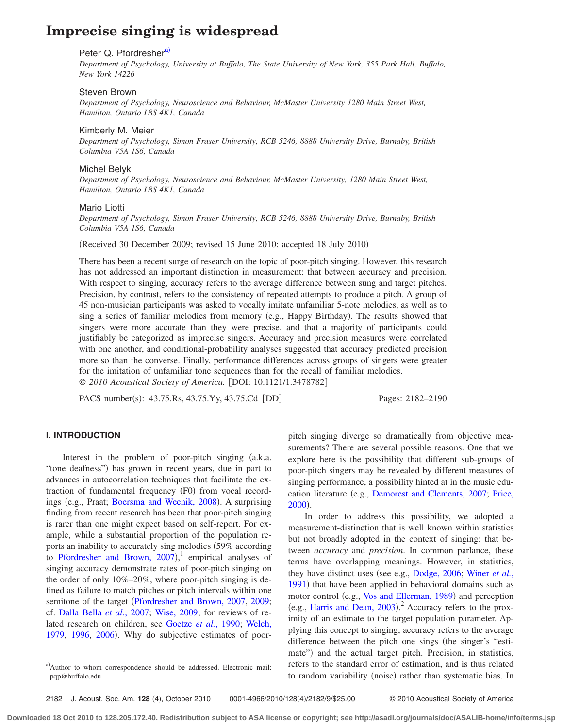# Imprecise singing is widespread

Peter Q. Pfordresher[a)]

*Department of Psychology, University at Buffalo, The State University of New York, 355 Park Hall, Buffalo, New York 14226*

Steven Brown

*Department of Psychology, Neuroscience and Behaviour, McMaster University 1280 Main Street West, Hamilton, Ontario L8S 4K1, Canada*

Kimberly M. Meier

*Department of Psychology, Simon Fraser University, RCB 5246, 8888 University Drive, Burnaby, British Columbia V5A 1S6, Canada*

Michel Belyk

*Department of Psychology, Neuroscience and Behaviour, McMaster University, 1280 Main Street West, Hamilton, Ontario L8S 4K1, Canada*

Mario Liotti

*Department of Psychology, Simon Fraser University, RCB 5246, 8888 University Drive, Burnaby, British Columbia V5A 1S6, Canada*

(Received 30 December 2009; revised 15 June 2010; accepted 18 July 2010)

There has been a recent surge of research on the topic of poor-pitch singing. However, this research has not addressed an important distinction in measurement: that between accuracy and precision. With respect to singing, accuracy refers to the average difference between sung and target pitches. Precision, by contrast, refers to the consistency of repeated attempts to produce a pitch. A group of 45 non-musician participants was asked to vocally imitate unfamiliar 5-note melodies, as well as to sing a series of familiar melodies from memory (e.g., Happy Birthday). The results showed that singers were more accurate than they were precise, and that a majority of participants could justifiably be categorized as imprecise singers. Accuracy and precision measures were correlated with one another, and conditional-probability analyses suggested that accuracy predicted precision more so than the converse. Finally, performance differences across groups of singers were greater for the imitation of unfamiliar tone sequences than for the recall of familiar melodies.
© *2010 Acoustical Society of America.* [DOI: 10.1121/1.3478782]

PACS number(s): 43.75.Rs, 43.75.Yy, 43.75.Cd [DD] Pages: 2182–2190

## I. INTRODUCTION

Interest in the problem of poor-pitch singing (a.k.a. "tone deafness") has grown in recent years, due in part to advances in autocorrelation techniques that facilitate the extraction of fundamental frequency (F0) from vocal recordings (e.g., Praat; Boersma and Weenik, 2008). A surprising finding from recent research has been that poor-pitch singing is rarer than one might expect based on self-report. For example, while a substantial proportion of the population reports an inability to accurately sing melodies (59% according to Pfordresher and Brown, 2007),[1] empirical analyses of singing accuracy demonstrate rates of poor-pitch singing on the order of only 10%–20%, where poor-pitch singing is defined as failure to match pitches or pitch intervals within one semitone of the target (Pfordresher and Brown, 2007, 2009; cf. Dalla Bella *et al.*, 2007; Wise, 2009; for reviews of related research on children, see Goetze *et al.*, 1990; Welch, 1979, 1996, 2006). Why do subjective estimates of poor-pitch singing diverge so dramatically from objective measurements? There are several possible reasons. One that we explore here is the possibility that different sub-groups of poor-pitch singers may be revealed by different measures of singing performance, a possibility hinted at in the music education literature (e.g., Demorest and Clements, 2007; Price, 2000).

In order to address this possibility, we adopted a measurement-distinction that is well known within statistics but not broadly adopted in the context of singing: that between *accuracy* and *precision*. In common parlance, these terms have overlapping meanings. However, in statistics, they have distinct uses (see e.g., Dodge, 2006; Winer *et al.*, 1991) that have been applied in behavioral domains such as motor control (e.g., Vos and Ellerman, 1989) and perception (e.g., Harris and Dean, 2003).[2] Accuracy refers to the proximity of an estimate to the target population parameter. Applying this concept to singing, accuracy refers to the average difference between the pitch one sings (the singer's "estimate") and the actual target pitch. Precision, in statistics, refers to the standard error of estimation, and is thus related to random variability (noise) rather than systematic bias. In

[a)] Author to whom correspondence should be addressed. Electronic mail: pqp@buffalo.edu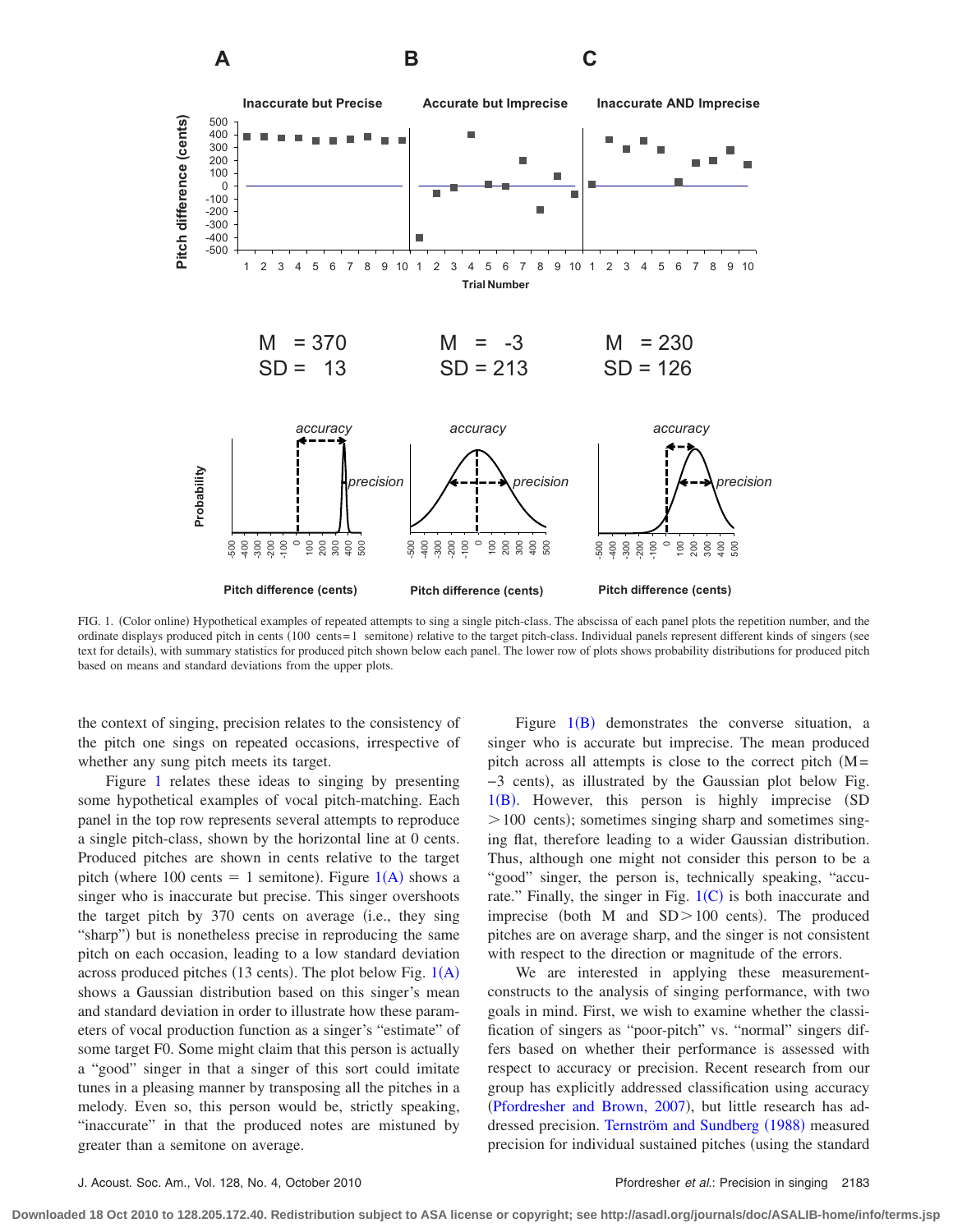FIG. 1. (Color online) Hypothetical examples of repeated attempts to sing a single pitch-class. The abscissa of each panel plots the repetition number, and the ordinate displays produced pitch in cents (100 cents=1 semitone) relative to the target pitch-class. Individual panels represent different kinds of singers (see text for details), with summary statistics for produced pitch shown below each panel. The lower row of plots shows probability distributions for produced pitch based on means and standard deviations from the upper plots.

the context of singing, precision relates to the consistency of the pitch one sings on repeated occasions, irrespective of whether any sung pitch meets its target.

Figure 1 relates these ideas to singing by presenting some hypothetical examples of vocal pitch-matching. Each panel in the top row represents several attempts to reproduce a single pitch-class, shown by the horizontal line at 0 cents. Produced pitches are shown in cents relative to the target pitch (where 100 cents = 1 semitone). Figure 1(A) shows a singer who is inaccurate but precise. This singer overshoots the target pitch by 370 cents on average (i.e., they sing "sharp") but is nonetheless precise in reproducing the same pitch on each occasion, leading to a low standard deviation across produced pitches (13 cents). The plot below Fig. 1(A) shows a Gaussian distribution based on this singer's mean and standard deviation in order to illustrate how these parameters of vocal production function as a singer's "estimate" of some target F0. Some might claim that this person is actually a "good" singer in that a singer of this sort could imitate tunes in a pleasing manner by transposing all the pitches in a melody. Even so, this person would be, strictly speaking, "inaccurate" in that the produced notes are mistuned by greater than a semitone on average.

Figure 1(B) demonstrates the converse situation, a singer who is accurate but imprecise. The mean produced pitch across all attempts is close to the correct pitch ($M = -3$ cents), as illustrated by the Gaussian plot below Fig. 1(B). However, this person is highly imprecise ($SD > 100$ cents); sometimes singing sharp and sometimes singing flat, therefore leading to a wider Gaussian distribution. Thus, although one might not consider this person to be a "good" singer, the person is, technically speaking, "accurate." Finally, the singer in Fig. 1(C) is both inaccurate and imprecise (both M and $SD > 100$ cents). The produced pitches are on average sharp, and the singer is not consistent with respect to the direction or magnitude of the errors.

We are interested in applying these measurement-constructs to the analysis of singing performance, with two goals in mind. First, we wish to examine whether the classification of singers as "poor-pitch" vs. "normal" singers differs based on whether their performance is assessed with respect to accuracy or precision. Recent research from our group has explicitly addressed classification using accuracy (Pfordresher and Brown, 2007), but little research has addressed precision. Ternström and Sundberg (1988) measured precision for individual sustained pitches (using the standard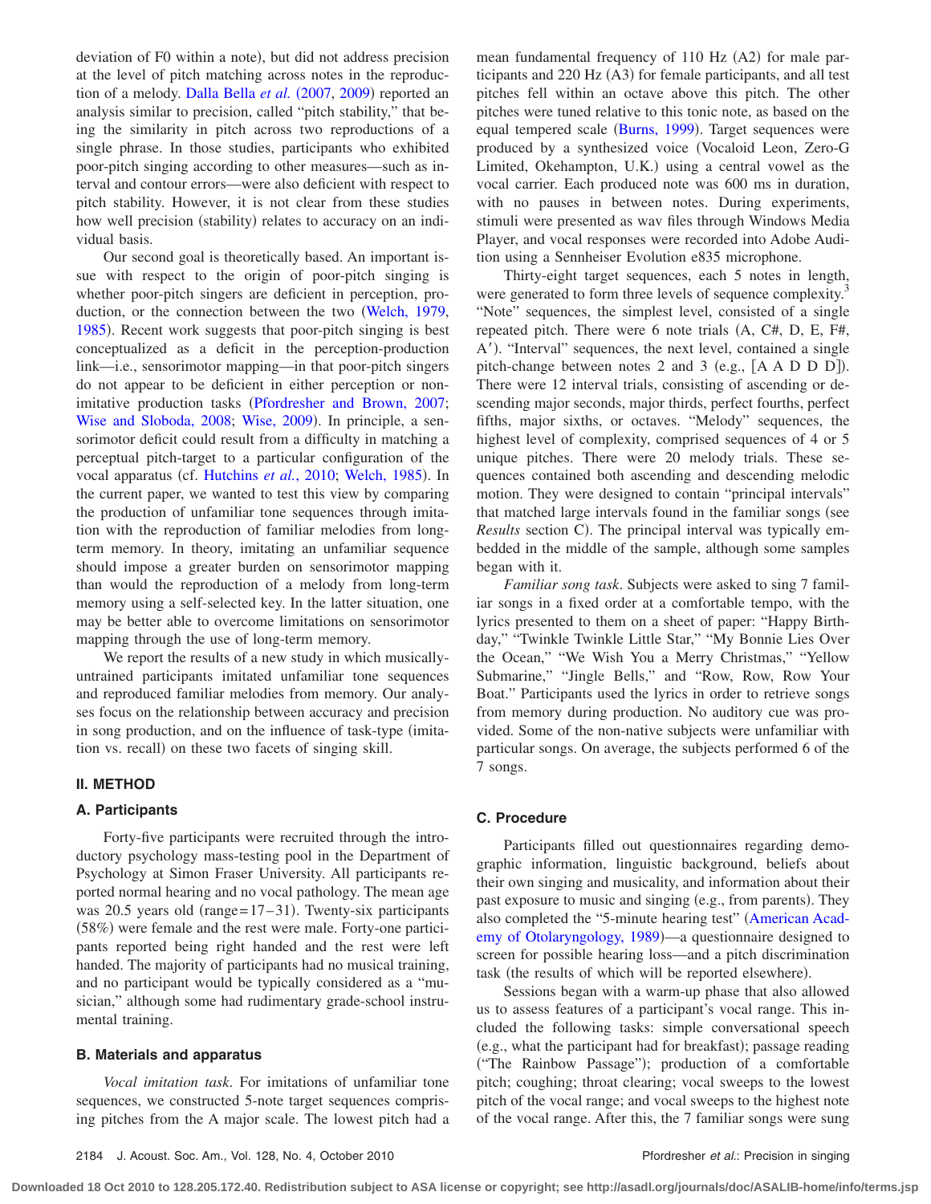deviation of F0 within a note), but did not address precision at the level of pitch matching across notes in the reproduction of a melody. Dalla Bella *et al.* (2007, 2009) reported an analysis similar to precision, called "pitch stability," that being the similarity in pitch across two reproductions of a single phrase. In those studies, participants who exhibited poor-pitch singing according to other measures—such as interval and contour errors—were also deficient with respect to pitch stability. However, it is not clear from these studies how well precision (stability) relates to accuracy on an individual basis.

Our second goal is theoretically based. An important issue with respect to the origin of poor-pitch singing is whether poor-pitch singers are deficient in perception, production, or the connection between the two (Welch, 1979, 1985). Recent work suggests that poor-pitch singing is best conceptualized as a deficit in the perception-production link—i.e., sensorimotor mapping—in that poor-pitch singers do not appear to be deficient in either perception or non-imitative production tasks (Pfordresher and Brown, 2007; Wise and Sloboda, 2008; Wise, 2009). In principle, a sensorimotor deficit could result from a difficulty in matching a perceptual pitch-target to a particular configuration of the vocal apparatus (cf. Hutchins *et al.*, 2010; Welch, 1985). In the current paper, we wanted to test this view by comparing the production of unfamiliar tone sequences through imitation with the reproduction of familiar melodies from long-term memory. In theory, imitating an unfamiliar sequence should impose a greater burden on sensorimotor mapping than would the reproduction of a melody from long-term memory using a self-selected key. In the latter situation, one may be better able to overcome limitations on sensorimotor mapping through the use of long-term memory.

We report the results of a new study in which musically-untrained participants imitated unfamiliar tone sequences and reproduced familiar melodies from memory. Our analyses focus on the relationship between accuracy and precision in song production, and on the influence of task-type (imitation vs. recall) on these two facets of singing skill.

## II. METHOD

### A. Participants

Forty-five participants were recruited through the introductory psychology mass-testing pool in the Department of Psychology at Simon Fraser University. All participants reported normal hearing and no vocal pathology. The mean age was 20.5 years old (range=17–31). Twenty-six participants (58%) were female and the rest were male. Forty-one participants reported being right handed and the rest were left handed. The majority of participants had no musical training, and no participant would be typically considered as a "musician," although some had rudimentary grade-school instrumental training.

### B. Materials and apparatus

*Vocal imitation task*. For imitations of unfamiliar tone sequences, we constructed 5-note target sequences comprising pitches from the A major scale. The lowest pitch had a mean fundamental frequency of 110 Hz (A2) for male participants and 220 Hz (A3) for female participants, and all test pitches fell within an octave above this pitch. The other pitches were tuned relative to this tonic note, as based on the equal tempered scale (Burns, 1999). Target sequences were produced by a synthesized voice (Vocaloid Leon, Zero-G Limited, Okehampton, U.K.) using a central vowel as the vocal carrier. Each produced note was 600 ms in duration, with no pauses in between notes. During experiments, stimuli were presented as wav files through Windows Media Player, and vocal responses were recorded into Adobe Audition using a Sennheiser Evolution e835 microphone.

Thirty-eight target sequences, each 5 notes in length, were generated to form three levels of sequence complexity.[3] "Note" sequences, the simplest level, consisted of a single repeated pitch. There were 6 note trials (A, C#, D, E, F#, A′). "Interval" sequences, the next level, contained a single pitch-change between notes 2 and 3 (e.g., [A A D D D]). There were 12 interval trials, consisting of ascending or descending major seconds, major thirds, perfect fourths, perfect fifths, major sixths, or octaves. "Melody" sequences, the highest level of complexity, comprised sequences of 4 or 5 unique pitches. There were 20 melody trials. These sequences contained both ascending and descending melodic motion. They were designed to contain "principal intervals" that matched large intervals found in the familiar songs (see *Results* section C). The principal interval was typically embedded in the middle of the sample, although some samples began with it.

*Familiar song task*. Subjects were asked to sing 7 familiar songs in a fixed order at a comfortable tempo, with the lyrics presented to them on a sheet of paper: "Happy Birthday," "Twinkle Twinkle Little Star," "My Bonnie Lies Over the Ocean," "We Wish You a Merry Christmas," "Yellow Submarine," "Jingle Bells," and "Row, Row, Row Your Boat." Participants used the lyrics in order to retrieve songs from memory during production. No auditory cue was provided. Some of the non-native subjects were unfamiliar with particular songs. On average, the subjects performed 6 of the 7 songs.

### C. Procedure

Participants filled out questionnaires regarding demographic information, linguistic background, beliefs about their own singing and musicality, and information about their past exposure to music and singing (e.g., from parents). They also completed the "5-minute hearing test" (American Academy of Otolaryngology, 1989)—a questionnaire designed to screen for possible hearing loss—and a pitch discrimination task (the results of which will be reported elsewhere).

Sessions began with a warm-up phase that also allowed us to assess features of a participant's vocal range. This included the following tasks: simple conversational speech (e.g., what the participant had for breakfast); passage reading ("The Rainbow Passage"); production of a comfortable pitch; coughing; throat clearing; vocal sweeps to the lowest pitch of the vocal range; and vocal sweeps to the highest note of the vocal range. After this, the 7 familiar songs were sung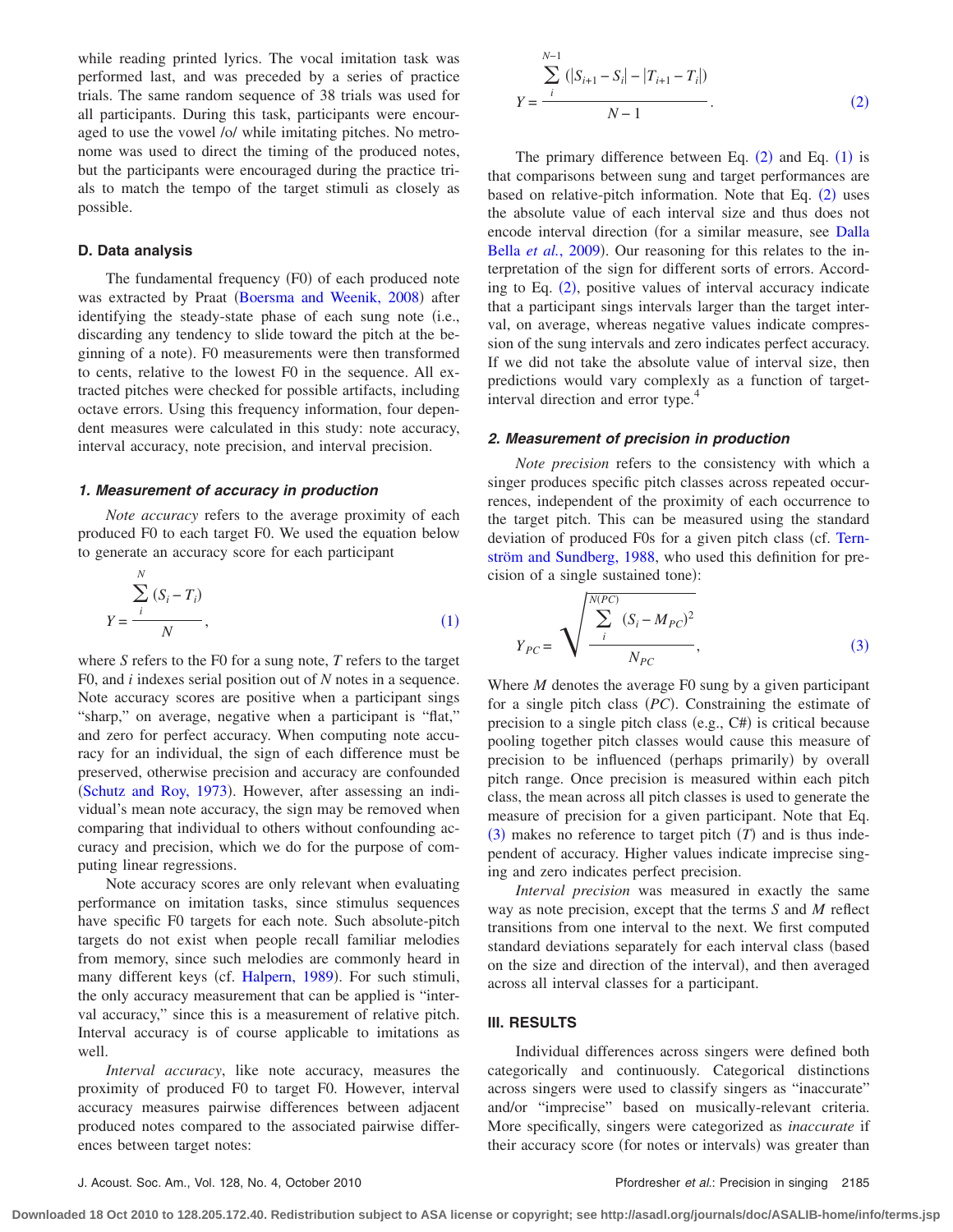while reading printed lyrics. The vocal imitation task was performed last, and was preceded by a series of practice trials. The same random sequence of 38 trials was used for all participants. During this task, participants were encouraged to use the vowel /o/ while imitating pitches. No metronome was used to direct the timing of the produced notes, but the participants were encouraged during the practice trials to match the tempo of the target stimuli as closely as possible.

### D. Data analysis

The fundamental frequency (F0) of each produced note was extracted by Praat (Boersma and Weenik, 2008) after identifying the steady-state phase of each sung note (i.e., discarding any tendency to slide toward the pitch at the beginning of a note). F0 measurements were then transformed to cents, relative to the lowest F0 in the sequence. All extracted pitches were checked for possible artifacts, including octave errors. Using this frequency information, four dependent measures were calculated in this study: note accuracy, interval accuracy, note precision, and interval precision.

#### *1. Measurement of accuracy in production*

*Note accuracy* refers to the average proximity of each produced F0 to each target F0. We used the equation below to generate an accuracy score for each participant

$$Y = \frac{\sum_{i}^{N} (S_i - T_i)}{N}, \tag{1}$$

where $S$ refers to the F0 for a sung note, $T$ refers to the target F0, and $i$ indexes serial position out of $N$ notes in a sequence. Note accuracy scores are positive when a participant sings "sharp," on average, negative when a participant is "flat," and zero for perfect accuracy. When computing note accuracy for an individual, the sign of each difference must be preserved, otherwise precision and accuracy are confounded (Schutz and Roy, 1973). However, after assessing an individual's mean note accuracy, the sign may be removed when comparing that individual to others without confounding accuracy and precision, which we do for the purpose of computing linear regressions.

Note accuracy scores are only relevant when evaluating performance on imitation tasks, since stimulus sequences have specific F0 targets for each note. Such absolute-pitch targets do not exist when people recall familiar melodies from memory, since such melodies are commonly heard in many different keys (cf. Halpern, 1989). For such stimuli, the only accuracy measurement that can be applied is "interval accuracy," since this is a measurement of relative pitch. Interval accuracy is of course applicable to imitations as well.

*Interval accuracy*, like note accuracy, measures the proximity of produced F0 to target F0. However, interval accuracy measures pairwise differences between adjacent produced notes compared to the associated pairwise differences between target notes:

$$Y = \frac{\sum_{i}^{N-1} (|S_{i+1} - S_i| - |T_{i+1} - T_i|)}{N-1}. \tag{2}$$

The primary difference between Eq. (2) and Eq. (1) is that comparisons between sung and target performances are based on relative-pitch information. Note that Eq. (2) uses the absolute value of each interval size and thus does not encode interval direction (for a similar measure, see Dalla Bella *et al.*, 2009). Our reasoning for this relates to the interpretation of the sign for different sorts of errors. According to Eq. (2), positive values of interval accuracy indicate that a participant sings intervals larger than the target interval, on average, whereas negative values indicate compression of the sung intervals and zero indicates perfect accuracy. If we did not take the absolute value of interval size, then predictions would vary complexly as a function of target-interval direction and error type.[4]

#### *2. Measurement of precision in production*

*Note precision* refers to the consistency with which a singer produces specific pitch classes across repeated occurrences, independent of the proximity of each occurrence to the target pitch. This can be measured using the standard deviation of produced F0s for a given pitch class (cf. Ternström and Sundberg, 1988, who used this definition for precision of a single sustained tone):

$$Y_{PC} = \sqrt{\frac{\sum_{i}^{N(PC)} (S_i - M_{PC})^2}{N_{PC}}}, \tag{3}$$

Where $M$ denotes the average F0 sung by a given participant for a single pitch class ($PC$). Constraining the estimate of precision to a single pitch class (e.g., C#) is critical because pooling together pitch classes would cause this measure of precision to be influenced (perhaps primarily) by overall pitch range. Once precision is measured within each pitch class, the mean across all pitch classes is used to generate the measure of precision for a given participant. Note that Eq. (3) makes no reference to target pitch ($T$) and is thus independent of accuracy. Higher values indicate imprecise singing and zero indicates perfect precision.

*Interval precision* was measured in exactly the same way as note precision, except that the terms $S$ and $M$ reflect transitions from one interval to the next. We first computed standard deviations separately for each interval class (based on the size and direction of the interval), and then averaged across all interval classes for a participant.

### III. RESULTS

Individual differences across singers were defined both categorically and continuously. Categorical distinctions across singers were used to classify singers as "inaccurate" and/or "imprecise" based on musically-relevant criteria. More specifically, singers were categorized as *inaccurate* if their accuracy score (for notes or intervals) was greater than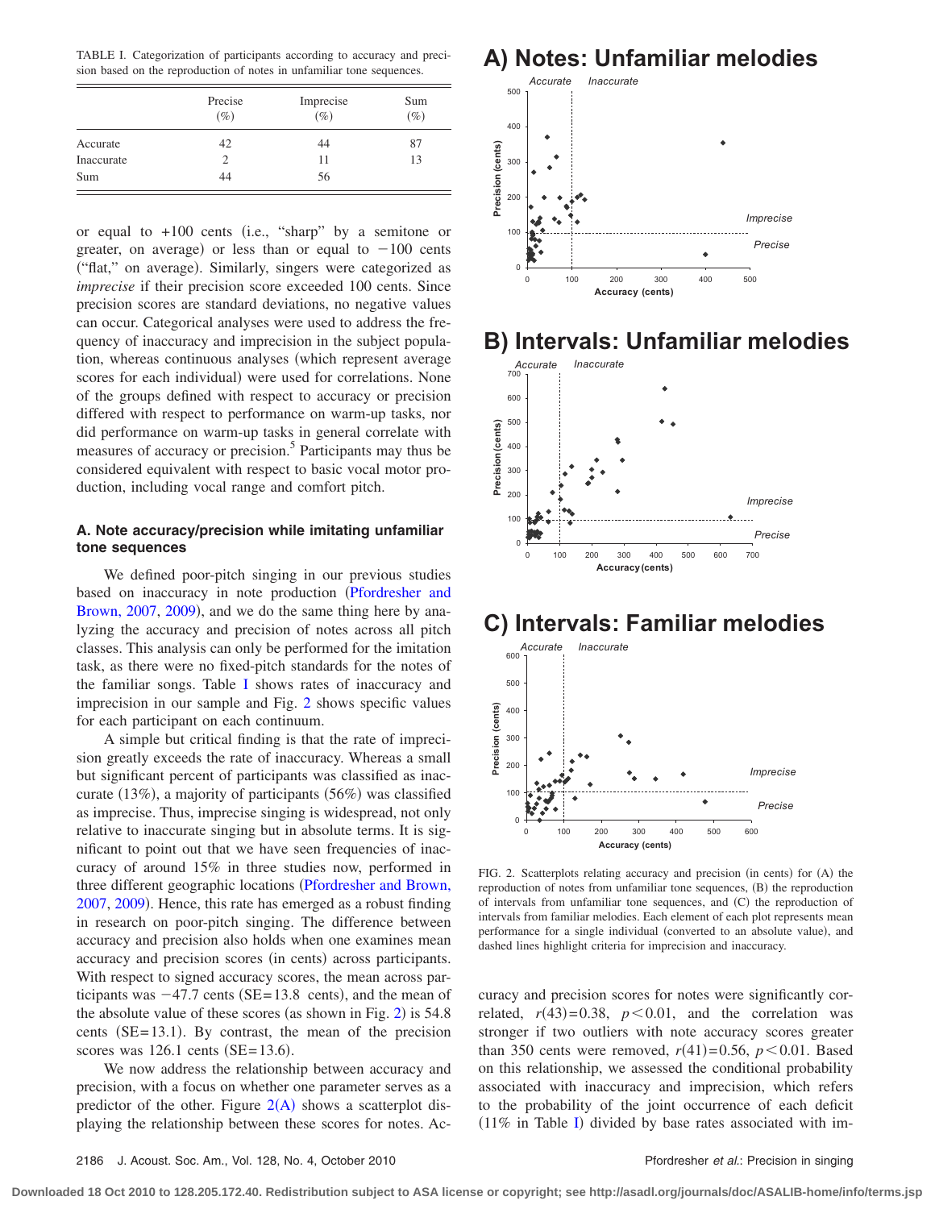TABLE I. Categorization of participants according to accuracy and precision based on the reproduction of notes in unfamiliar tone sequences.

| | Precise (%) | Imprecise (%) | Sum (%) |
|---|---|---|---|
| Accurate | 42 | 44 | 87 |
| Inaccurate | 2 | 11 | 13 |
| Sum | 44 | 56 | |

or equal to +100 cents (i.e., "sharp" by a semitone or greater, on average) or less than or equal to −100 cents ("flat," on average). Similarly, singers were categorized as *imprecise* if their precision score exceeded 100 cents. Since precision scores are standard deviations, no negative values can occur. Categorical analyses were used to address the frequency of inaccuracy and imprecision in the subject population, whereas continuous analyses (which represent average scores for each individual) were used for correlations. None of the groups defined with respect to accuracy or precision differed with respect to performance on warm-up tasks, nor did performance on warm-up tasks in general correlate with measures of accuracy or precision.[5] Participants may thus be considered equivalent with respect to basic vocal motor production, including vocal range and comfort pitch.

### A. Note accuracy/precision while imitating unfamiliar tone sequences

We defined poor-pitch singing in our previous studies based on inaccuracy in note production (Pfordresher and Brown, 2007, 2009), and we do the same thing here by analyzing the accuracy and precision of notes across all pitch classes. This analysis can only be performed for the imitation task, as there were no fixed-pitch standards for the notes of the familiar songs. Table I shows rates of inaccuracy and imprecision in our sample and Fig. 2 shows specific values for each participant on each continuum.

A simple but critical finding is that the rate of imprecision greatly exceeds the rate of inaccuracy. Whereas a small but significant percent of participants was classified as inaccurate (13%), a majority of participants (56%) was classified as imprecise. Thus, imprecise singing is widespread, not only relative to inaccurate singing but in absolute terms. It is significant to point out that we have seen frequencies of inaccuracy of around 15% in three studies now, performed in three different geographic locations (Pfordresher and Brown, 2007, 2009). Hence, this rate has emerged as a robust finding in research on poor-pitch singing. The difference between accuracy and precision also holds when one examines mean accuracy and precision scores (in cents) across participants. With respect to signed accuracy scores, the mean across participants was −47.7 cents (SE=13.8 cents), and the mean of the absolute value of these scores (as shown in Fig. 2) is 54.8 cents (SE=13.1). By contrast, the mean of the precision scores was 126.1 cents (SE=13.6).

We now address the relationship between accuracy and precision, with a focus on whether one parameter serves as a predictor of the other. Figure 2(A) shows a scatterplot displaying the relationship between these scores for notes. Accuracy and precision scores for notes were significantly correlated, $r(43)=0.38$, $p<0.01$, and the correlation was stronger if two outliers with note accuracy scores greater than 350 cents were removed, $r(41)=0.56$, $p<0.01$. Based on this relationship, we assessed the conditional probability associated with inaccuracy and imprecision, which refers to the probability of the joint occurrence of each deficit (11% in Table I) divided by base rates associated with im-

FIG. 2. Scatterplots relating accuracy and precision (in cents) for (A) the reproduction of notes from unfamiliar tone sequences, (B) the reproduction of intervals from unfamiliar tone sequences, and (C) the reproduction of intervals from familiar melodies. Each element of each plot represents mean performance for a single individual (converted to an absolute value), and dashed lines highlight criteria for imprecision and inaccuracy.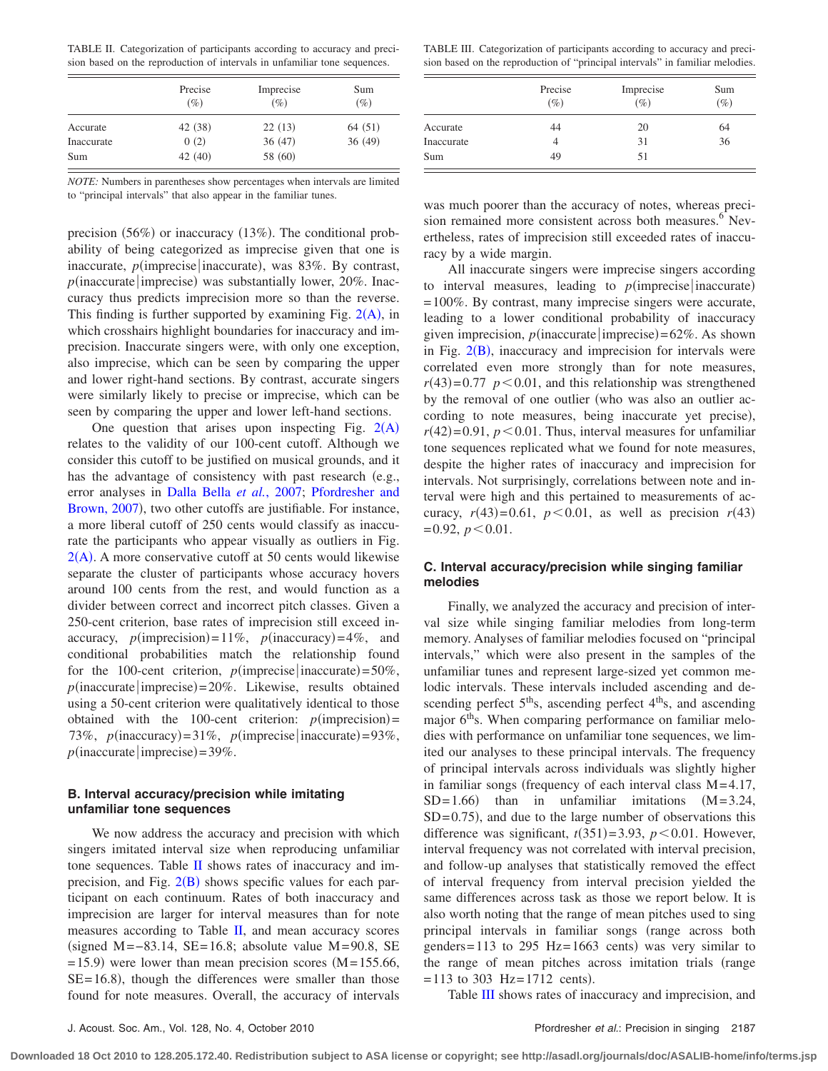TABLE II. Categorization of participants according to accuracy and precision based on the reproduction of intervals in unfamiliar tone sequences.

| | Precise (%) | Imprecise (%) | Sum (%) |
|---|---|---|---|
| Accurate | 42 (38) | 22 (13) | 64 (51) |
| Inaccurate | 0 (2) | 36 (47) | 36 (49) |
| Sum | 42 (40) | 58 (60) | |

*NOTE:* Numbers in parentheses show percentages when intervals are limited to "principal intervals" that also appear in the familiar tunes.

TABLE III. Categorization of participants according to accuracy and precision based on the reproduction of "principal intervals" in familiar melodies.

| | Precise (%) | Imprecise (%) | Sum (%) |
|---|---|---|---|
| Accurate | 44 | 20 | 64 |
| Inaccurate | 4 | 31 | 36 |
| Sum | 49 | 51 | |

precision (56%) or inaccuracy (13%). The conditional probability of being categorized as imprecise given that one is inaccurate, $p(\text{imprecise}|\text{inaccurate})$, was 83%. By contrast, $p(\text{inaccurate}|\text{imprecise})$ was substantially lower, 20%. Inaccuracy thus predicts imprecision more so than the reverse. This finding is further supported by examining Fig. 2(A), in which crosshairs highlight boundaries for inaccuracy and imprecision. Inaccurate singers were, with only one exception, also imprecise, which can be seen by comparing the upper and lower right-hand sections. By contrast, accurate singers were similarly likely to precise or imprecise, which can be seen by comparing the upper and lower left-hand sections.

One question that arises upon inspecting Fig. 2(A) relates to the validity of our 100-cent cutoff. Although we consider this cutoff to be justified on musical grounds, and it has the advantage of consistency with past research (e.g., error analyses in Dalla Bella *et al.*, 2007; Pfordresher and Brown, 2007), two other cutoffs are justifiable. For instance, a more liberal cutoff of 250 cents would classify as inaccurate the participants who appear visually as outliers in Fig. 2(A). A more conservative cutoff at 50 cents would likewise separate the cluster of participants whose accuracy hovers around 100 cents from the rest, and would function as a divider between correct and incorrect pitch classes. Given a 250-cent criterion, base rates of imprecision still exceed inaccuracy, $p(\text{imprecision})=11\%$, $p(\text{inaccuracy})=4\%$, and conditional probabilities match the relationship found for the 100-cent criterion, $p(\text{imprecise}|\text{inaccurate})=50\%$, $p(\text{inaccurate}|\text{imprecise})=20\%$. Likewise, results obtained using a 50-cent criterion were qualitatively identical to those obtained with the 100-cent criterion: $p(\text{imprecision})=73\%$, $p(\text{inaccuracy})=31\%$, $p(\text{imprecise}|\text{inaccurate})=93\%$, $p(\text{inaccurate}|\text{imprecise})=39\%$.

### B. Interval accuracy/precision while imitating unfamiliar tone sequences

We now address the accuracy and precision with which singers imitated interval size when reproducing unfamiliar tone sequences. Table II shows rates of inaccuracy and imprecision, and Fig. 2(B) shows specific values for each participant on each continuum. Rates of both inaccuracy and imprecision are larger for interval measures than for note measures according to Table II, and mean accuracy scores (signed M=−83.14, SE=16.8; absolute value M=90.8, SE =15.9) were lower than mean precision scores (M=155.66, SE=16.8), though the differences were smaller than those found for note measures. Overall, the accuracy of intervals was much poorer than the accuracy of notes, whereas precision remained more consistent across both measures.[6] Nevertheless, rates of imprecision still exceeded rates of inaccuracy by a wide margin.

All inaccurate singers were imprecise singers according to interval measures, leading to $p(\text{imprecise}|\text{inaccurate})=100\%$. By contrast, many imprecise singers were accurate, leading to a lower conditional probability of inaccuracy given imprecision, $p(\text{inaccurate}|\text{imprecise})=62\%$. As shown in Fig. 2(B), inaccuracy and imprecision for intervals were correlated even more strongly than for note measures, $r(43)=0.77$ $p<0.01$, and this relationship was strengthened by the removal of one outlier (who was also an outlier according to note measures, being inaccurate yet precise), $r(42)=0.91$, $p<0.01$. Thus, interval measures for unfamiliar tone sequences replicated what we found for note measures, despite the higher rates of inaccuracy and imprecision for intervals. Not surprisingly, correlations between note and interval were high and this pertained to measurements of accuracy, $r(43)=0.61$, $p<0.01$, as well as precision $r(43)=0.92$, $p<0.01$.

### C. Interval accuracy/precision while singing familiar melodies

Finally, we analyzed the accuracy and precision of interval size while singing familiar melodies from long-term memory. Analyses of familiar melodies focused on "principal intervals," which were also present in the samples of the unfamiliar tunes and represent large-sized yet common melodic intervals. These intervals included ascending and descending perfect 5ths, ascending perfect 4ths, and ascending major 6ths. When comparing performance on familiar melodies with performance on unfamiliar tone sequences, we limited our analyses to these principal intervals. The frequency of principal intervals across individuals was slightly higher in familiar songs (frequency of each interval class M=4.17, SD=1.66) than in unfamiliar imitations (M=3.24, SD=0.75), and due to the large number of observations this difference was significant, $t(351)=3.93$, $p<0.01$. However, interval frequency was not correlated with interval precision, and follow-up analyses that statistically removed the effect of interval frequency from interval precision yielded the same differences across task as those we report below. It is also worth noting that the range of mean pitches used to sing principal intervals in familiar songs (range across both genders=113 to 295 Hz=1663 cents) was very similar to the range of mean pitches across imitation trials (range =113 to 303 Hz=1712 cents).

Table III shows rates of inaccuracy and imprecision, and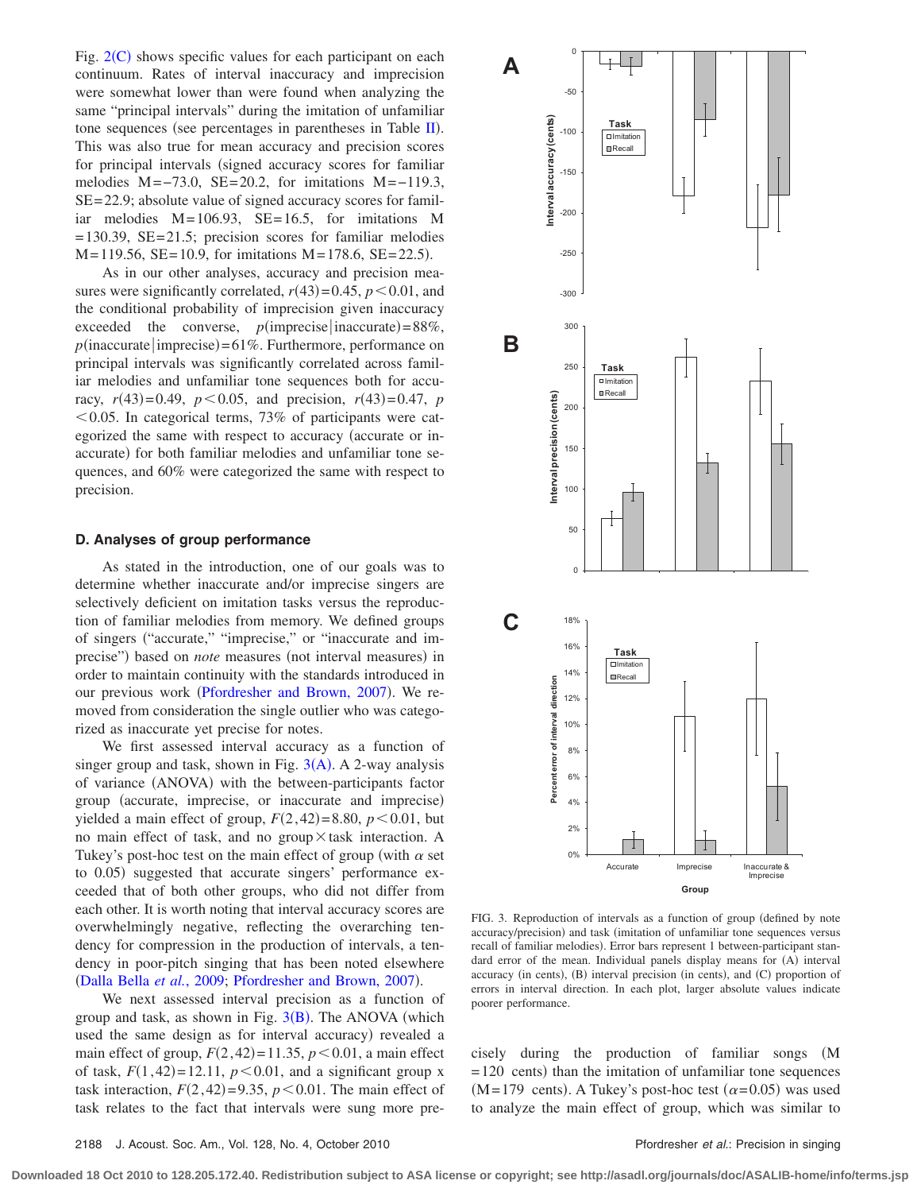Fig. 2(C) shows specific values for each participant on each continuum. Rates of interval inaccuracy and imprecision were somewhat lower than were found when analyzing the same "principal intervals" during the imitation of unfamiliar tone sequences (see percentages in parentheses in Table II). This was also true for mean accuracy and precision scores for principal intervals (signed accuracy scores for familiar melodies M=−73.0, SE=20.2, for imitations M=−119.3, SE=22.9; absolute value of signed accuracy scores for familiar melodies M=106.93, SE=16.5, for imitations M=130.39, SE=21.5; precision scores for familiar melodies M=119.56, SE=10.9, for imitations M=178.6, SE=22.5).

As in our other analyses, accuracy and precision measures were significantly correlated, $r(43)=0.45$, $p<0.01$, and the conditional probability of imprecision given inaccuracy exceeded the converse, $p(\text{imprecise}|\text{inaccurate})=88\%$, $p(\text{inaccurate}|\text{imprecise})=61\%$. Furthermore, performance on principal intervals was significantly correlated across familiar melodies and unfamiliar tone sequences both for accuracy, $r(43)=0.49$, $p<0.05$, and precision, $r(43)=0.47$, $p<0.05$. In categorical terms, 73% of participants were categorized the same with respect to accuracy (accurate or inaccurate) for both familiar melodies and unfamiliar tone sequences, and 60% were categorized the same with respect to precision.

### D. Analyses of group performance

As stated in the introduction, one of our goals was to determine whether inaccurate and/or imprecise singers are selectively deficient on imitation tasks versus the reproduction of familiar melodies from memory. We defined groups of singers ("accurate," "imprecise," or "inaccurate and imprecise") based on *note* measures (not interval measures) in order to maintain continuity with the standards introduced in our previous work (Pfordresher and Brown, 2007). We removed from consideration the single outlier who was categorized as inaccurate yet precise for notes.

We first assessed interval accuracy as a function of singer group and task, shown in Fig. 3(A). A 2-way analysis of variance (ANOVA) with the between-participants factor group (accurate, imprecise, or inaccurate and imprecise) yielded a main effect of group, $F(2,42)=8.80$, $p<0.01$, but no main effect of task, and no group × task interaction. A Tukey's post-hoc test on the main effect of group (with $\alpha$ set to 0.05) suggested that accurate singers' performance exceeded that of both other groups, who did not differ from each other. It is worth noting that interval accuracy scores are overwhelmingly negative, reflecting the overarching tendency for compression in the production of intervals, a tendency in poor-pitch singing that has been noted elsewhere (Dalla Bella *et al.*, 2009; Pfordresher and Brown, 2007).

We next assessed interval precision as a function of group and task, as shown in Fig. 3(B). The ANOVA (which used the same design as for interval accuracy) revealed a main effect of group, $F(2,42)=11.35$, $p<0.01$, a main effect of task, $F(1,42)=12.11$, $p<0.01$, and a significant group x task interaction, $F(2,42)=9.35$, $p<0.01$. The main effect of task relates to the fact that intervals were sung more precisely during the production of familiar songs (M=120 cents) than the imitation of unfamiliar tone sequences (M=179 cents). A Tukey's post-hoc test ($\alpha=0.05$) was used to analyze the main effect of group, which was similar to

FIG. 3. Reproduction of intervals as a function of group (defined by note accuracy/precision) and task (imitation of unfamiliar tone sequences versus recall of familiar melodies). Error bars represent 1 between-participant standard error of the mean. Individual panels display means for (A) interval accuracy (in cents), (B) interval precision (in cents), and (C) proportion of errors in interval direction. In each plot, larger absolute values indicate poorer performance.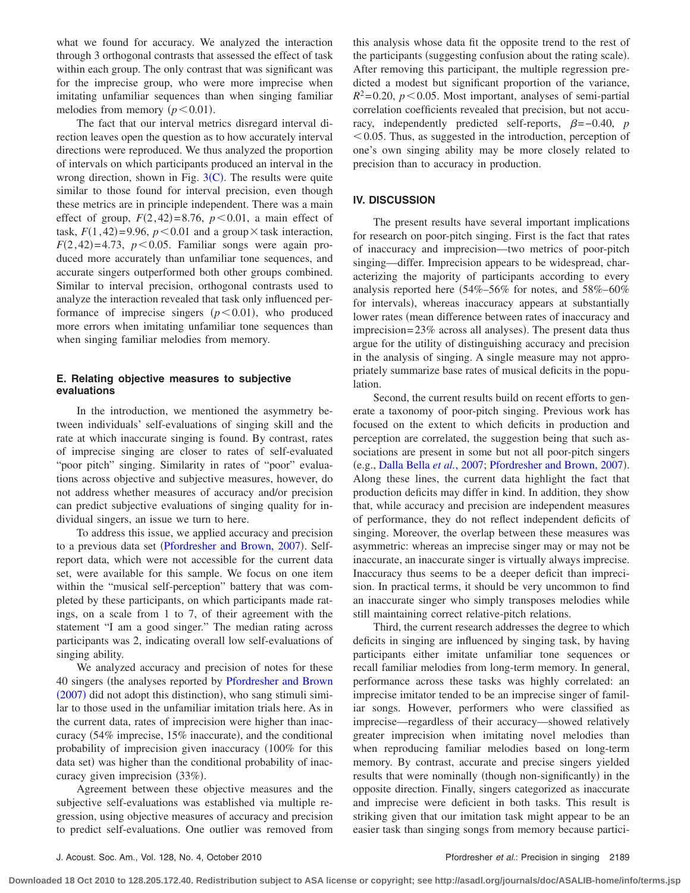what we found for accuracy. We analyzed the interaction through 3 orthogonal contrasts that assessed the effect of task within each group. The only contrast that was significant was for the imprecise group, who were more imprecise when imitating unfamiliar sequences than when singing familiar melodies from memory ($p < 0.01$).

The fact that our interval metrics disregard interval direction leaves open the question as to how accurately interval directions were reproduced. We thus analyzed the proportion of intervals on which participants produced an interval in the wrong direction, shown in Fig. 3(C). The results were quite similar to those found for interval precision, even though these metrics are in principle independent. There was a main effect of group, $F(2,42)=8.76$, $p < 0.01$, a main effect of task, $F(1,42)=9.96$, $p < 0.01$ and a group × task interaction, $F(2,42)=4.73$, $p < 0.05$. Familiar songs were again produced more accurately than unfamiliar tone sequences, and accurate singers outperformed both other groups combined. Similar to interval precision, orthogonal contrasts used to analyze the interaction revealed that task only influenced performance of imprecise singers ($p < 0.01$), who produced more errors when imitating unfamiliar tone sequences than when singing familiar melodies from memory.

### E. Relating objective measures to subjective evaluations

In the introduction, we mentioned the asymmetry between individuals' self-evaluations of singing skill and the rate at which inaccurate singing is found. By contrast, rates of imprecise singing are closer to rates of self-evaluated "poor pitch" singing. Similarity in rates of "poor" evaluations across objective and subjective measures, however, do not address whether measures of accuracy and/or precision can predict subjective evaluations of singing quality for individual singers, an issue we turn to here.

To address this issue, we applied accuracy and precision to a previous data set (Pfordresher and Brown, 2007). Self-report data, which were not accessible for the current data set, were available for this sample. We focus on one item within the "musical self-perception" battery that was completed by these participants, on which participants made ratings, on a scale from 1 to 7, of their agreement with the statement "I am a good singer." The median rating across participants was 2, indicating overall low self-evaluations of singing ability.

We analyzed accuracy and precision of notes for these 40 singers (the analyses reported by Pfordresher and Brown (2007) did not adopt this distinction), who sang stimuli similar to those used in the unfamiliar imitation trials here. As in the current data, rates of imprecision were higher than inaccuracy (54% imprecise, 15% inaccurate), and the conditional probability of imprecision given inaccuracy (100% for this data set) was higher than the conditional probability of inaccuracy given imprecision (33%).

Agreement between these objective measures and the subjective self-evaluations was established via multiple regression, using objective measures of accuracy and precision to predict self-evaluations. One outlier was removed from this analysis whose data fit the opposite trend to the rest of the participants (suggesting confusion about the rating scale). After removing this participant, the multiple regression predicted a modest but significant proportion of the variance, $R^2=0.20$, $p < 0.05$. Most important, analyses of semi-partial correlation coefficients revealed that precision, but not accuracy, independently predicted self-reports, $\beta=-0.40$, $p < 0.05$. Thus, as suggested in the introduction, perception of one's own singing ability may be more closely related to precision than to accuracy in production.

## IV. DISCUSSION

The present results have several important implications for research on poor-pitch singing. First is the fact that rates of inaccuracy and imprecision—two metrics of poor-pitch singing—differ. Imprecision appears to be widespread, characterizing the majority of participants according to every analysis reported here (54%–56% for notes, and 58%–60% for intervals), whereas inaccuracy appears at substantially lower rates (mean difference between rates of inaccuracy and imprecision=23% across all analyses). The present data thus argue for the utility of distinguishing accuracy and precision in the analysis of singing. A single measure may not appropriately summarize base rates of musical deficits in the population.

Second, the current results build on recent efforts to generate a taxonomy of poor-pitch singing. Previous work has focused on the extent to which deficits in production and perception are correlated, the suggestion being that such associations are present in some but not all poor-pitch singers (e.g., Dalla Bella *et al.*, 2007; Pfordresher and Brown, 2007). Along these lines, the current data highlight the fact that production deficits may differ in kind. In addition, they show that, while accuracy and precision are independent measures of performance, they do not reflect independent deficits of singing. Moreover, the overlap between these measures was asymmetric: whereas an imprecise singer may or may not be inaccurate, an inaccurate singer is virtually always imprecise. Inaccuracy thus seems to be a deeper deficit than imprecision. In practical terms, it should be very uncommon to find an inaccurate singer who simply transposes melodies while still maintaining correct relative-pitch relations.

Third, the current research addresses the degree to which deficits in singing are influenced by singing task, by having participants either imitate unfamiliar tone sequences or recall familiar melodies from long-term memory. In general, performance across these tasks was highly correlated: an imprecise imitator tended to be an imprecise singer of familiar songs. However, performers who were classified as imprecise—regardless of their accuracy—showed relatively greater imprecision when imitating novel melodies than when reproducing familiar melodies based on long-term memory. By contrast, accurate and precise singers yielded results that were nominally (though non-significantly) in the opposite direction. Finally, singers categorized as inaccurate and imprecise were deficient in both tasks. This result is striking given that our imitation task might appear to be an easier task than singing songs from memory because partici-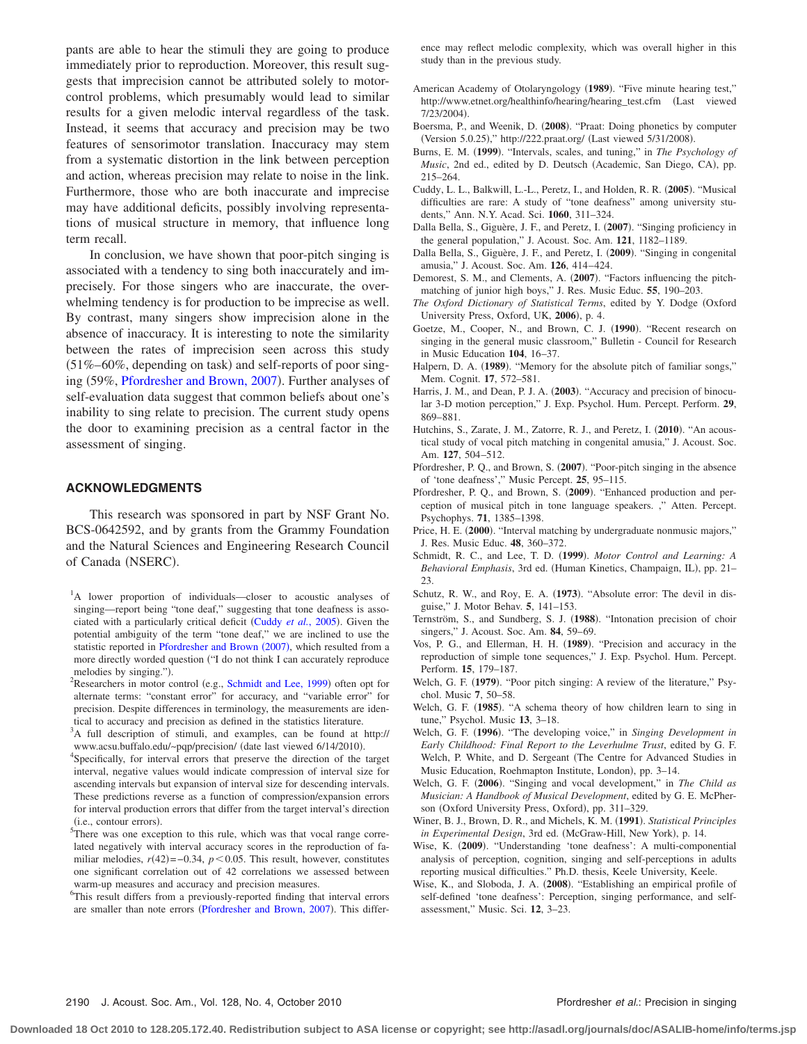pants are able to hear the stimuli they are going to produce immediately prior to reproduction. Moreover, this result suggests that imprecision cannot be attributed solely to motor-control problems, which presumably would lead to similar results for a given melodic interval regardless of the task. Instead, it seems that accuracy and precision may be two features of sensorimotor translation. Inaccuracy may stem from a systematic distortion in the link between perception and action, whereas precision may relate to noise in the link. Furthermore, those who are both inaccurate and imprecise may have additional deficits, possibly involving representations of musical structure in memory, that influence long term recall.

In conclusion, we have shown that poor-pitch singing is associated with a tendency to sing both inaccurately and imprecisely. For those singers who are inaccurate, the overwhelming tendency is for production to be imprecise as well. By contrast, many singers show imprecision alone in the absence of inaccuracy. It is interesting to note the similarity between the rates of imprecision seen across this study (51%–60%, depending on task) and self-reports of poor singing (59%, Pfordresher and Brown, 2007). Further analyses of self-evaluation data suggest that common beliefs about one's inability to sing relate to precision. The current study opens the door to examining precision as a central factor in the assessment of singing.

## ACKNOWLEDGMENTS

This research was sponsored in part by NSF Grant No. BCS-0642592, and by grants from the Grammy Foundation and the Natural Sciences and Engineering Research Council of Canada (NSERC).

[1]A lower proportion of individuals—closer to acoustic analyses of singing—report being "tone deaf," suggesting that tone deafness is associated with a particularly critical deficit (Cuddy *et al.*, 2005). Given the potential ambiguity of the term "tone deaf," we are inclined to use the statistic reported in Pfordresher and Brown (2007), which resulted from a more directly worded question ("I do not think I can accurately reproduce melodies by singing.").

[2]Researchers in motor control (e.g., Schmidt and Lee, 1999) often opt for alternate terms: "constant error" for accuracy, and "variable error" for precision. Despite differences in terminology, the measurements are identical to accuracy and precision as defined in the statistics literature.

[3]A full description of stimuli, and examples, can be found at http://www.acsu.buffalo.edu/~pqp/precision/ (date last viewed 6/14/2010).

[4]Specifically, for interval errors that preserve the direction of the target interval, negative values would indicate compression of interval size for ascending intervals but expansion of interval size for descending intervals. These predictions reverse as a function of compression/expansion errors for interval production errors that differ from the target interval's direction (i.e., contour errors).

[5]There was one exception to this rule, which was that vocal range correlated negatively with interval accuracy scores in the reproduction of familiar melodies, $r(42) = -0.34$, $p < 0.05$. This result, however, constitutes one significant correlation out of 42 correlations we assessed between warm-up measures and accuracy and precision measures.

[6]This result differs from a previously-reported finding that interval errors are smaller than note errors (Pfordresher and Brown, 2007). This difference may reflect melodic complexity, which was overall higher in this study than in the previous study.

American Academy of Otolaryngology (**1989**). "Five minute hearing test," http://www.etnet.org/healthinfo/hearing/hearing_test.cfm (Last viewed 7/23/2004).

Boersma, P., and Weenik, D. (**2008**). "Praat: Doing phonetics by computer (Version 5.0.25)," http://222.praat.org/ (Last viewed 5/31/2008).

Burns, E. M. (**1999**). "Intervals, scales, and tuning," in *The Psychology of Music*, 2nd ed., edited by D. Deutsch (Academic, San Diego, CA), pp. 215–264.

Cuddy, L. L., Balkwill, L.-L., Peretz, I., and Holden, R. R. (**2005**). "Musical difficulties are rare: A study of "tone deafness" among university students," Ann. N.Y. Acad. Sci. **1060**, 311–324.

Dalla Bella, S., Giguère, J. F., and Peretz, I. (**2007**). "Singing proficiency in the general population," J. Acoust. Soc. Am. **121**, 1182–1189.

Dalla Bella, S., Giguère, J. F., and Peretz, I. (**2009**). "Singing in congenital amusia," J. Acoust. Soc. Am. **126**, 414–424.

Demorest, S. M., and Clements, A. (**2007**). "Factors influencing the pitch-matching of junior high boys," J. Res. Music Educ. **55**, 190–203.

*The Oxford Dictionary of Statistical Terms*, edited by Y. Dodge (Oxford University Press, Oxford, UK, **2006**), p. 4.

Goetze, M., Cooper, N., and Brown, C. J. (**1990**). "Recent research on singing in the general music classroom," Bulletin - Council for Research in Music Education **104**, 16–37.

Halpern, D. A. (**1989**). "Memory for the absolute pitch of familiar songs," Mem. Cognit. **17**, 572–581.

Harris, J. M., and Dean, P. J. A. (**2003**). "Accuracy and precision of binocular 3-D motion perception," J. Exp. Psychol. Hum. Percept. Perform. **29**, 869–881.

Hutchins, S., Zarate, J. M., Zatorre, R. J., and Peretz, I. (**2010**). "An acoustical study of vocal pitch matching in congenital amusia," J. Acoust. Soc. Am. **127**, 504–512.

Pfordresher, P. Q., and Brown, S. (**2007**). "Poor-pitch singing in the absence of 'tone deafness'," Music Percept. **25**, 95–115.

Pfordresher, P. Q., and Brown, S. (**2009**). "Enhanced production and perception of musical pitch in tone language speakers. ," Atten. Percept. Psychophys. **71**, 1385–1398.

Price, H. E. (**2000**). "Interval matching by undergraduate nonmusic majors," J. Res. Music Educ. **48**, 360–372.

Schmidt, R. C., and Lee, T. D. (**1999**). *Motor Control and Learning: A Behavioral Emphasis*, 3rd ed. (Human Kinetics, Champaign, IL), pp. 21–23.

Schutz, R. W., and Roy, E. A. (**1973**). "Absolute error: The devil in disguise," J. Motor Behav. **5**, 141–153.

Ternström, S., and Sundberg, S. J. (**1988**). "Intonation precision of choir singers," J. Acoust. Soc. Am. **84**, 59–69.

Vos, P. G., and Ellerman, H. H. (**1989**). "Precision and accuracy in the reproduction of simple tone sequences," J. Exp. Psychol. Hum. Percept. Perform. **15**, 179–187.

Welch, G. F. (**1979**). "Poor pitch singing: A review of the literature," Psychol. Music **7**, 50–58.

Welch, G. F. (**1985**). "A schema theory of how children learn to sing in tune," Psychol. Music **13**, 3–18.

Welch, G. F. (**1996**). "The developing voice," in *Singing Development in Early Childhood: Final Report to the Leverhulme Trust*, edited by G. F. Welch, P. White, and D. Sergeant (The Centre for Advanced Studies in Music Education, Roehmapton Institute, London), pp. 3–14.

Welch, G. F. (**2006**). "Singing and vocal development," in *The Child as Musician: A Handbook of Musical Development*, edited by G. E. McPherson (Oxford University Press, Oxford), pp. 311–329.

Winer, B. J., Brown, D. R., and Michels, K. M. (**1991**). *Statistical Principles in Experimental Design*, 3rd ed. (McGraw-Hill, New York), p. 14.

Wise, K. (**2009**). "Understanding 'tone deafness': A multi-componential analysis of perception, cognition, singing and self-perceptions in adults reporting musical difficulties." Ph.D. thesis, Keele University, Keele.

Wise, K., and Sloboda, J. A. (**2008**). "Establishing an empirical profile of self-defined 'tone deafness': Perception, singing performance, and self-assessment," Music. Sci. **12**, 3–23.